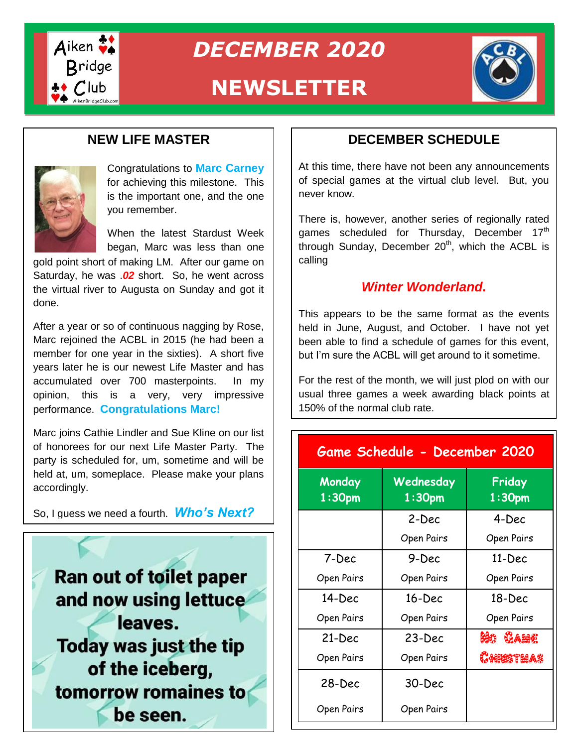# DECEMBER 2020

# NEWSLETTER

## NEW LIFE MASTER

Congratulations to **Marc Carney** for achieving this milestone. This is the important one, and the one you remember.

When the latest Stardust Week began, Marc was less than one gold point short of making LM. After our game on Saturday, he was ***.02*** short. So, he went across the virtual river to Augusta on Sunday and got it done.

After a year or so of continuous nagging by Rose, Marc rejoined the ACBL in 2015 (he had been a member for one year in the sixties). A short five years later he is our newest Life Master and has accumulated over 700 masterpoints. In my opinion, this is a very, very impressive performance. **Congratulations Marc!**

Marc joins Cathie Lindler and Sue Kline on our list of honorees for our next Life Master Party. The party is scheduled for, um, sometime and will be held at, um, someplace. Please make your plans accordingly.

So, I guess we need a fourth. ***Who's Next?***

**Ran out of toilet paper and now using lettuce leaves.**
**Today was just the tip of the iceberg, tomorrow romaines to be seen.**

## DECEMBER SCHEDULE

At this time, there have not been any announcements of special games at the virtual club level. But, you never know.

There is, however, another series of regionally rated games scheduled for Thursday, December 17th through Sunday, December 20th, which the ACBL is calling

***Winter Wonderland.***

This appears to be the same format as the events held in June, August, and October. I have not yet been able to find a schedule of games for this event, but I'm sure the ACBL will get around to it sometime.

For the rest of the month, we will just plod on with our usual three games a week awarding black points at 150% of the normal club rate.

**Game Schedule - December 2020**

| Monday 1:30pm | Wednesday 1:30pm | Friday 1:30pm |
|---|---|---|
| | 2-Dec Open Pairs | 4-Dec Open Pairs |
| 7-Dec Open Pairs | 9-Dec Open Pairs | 11-Dec Open Pairs |
| 14-Dec Open Pairs | 16-Dec Open Pairs | 18-Dec Open Pairs |
| 21-Dec Open Pairs | 23-Dec Open Pairs | No Game Christmas |
| 28-Dec Open Pairs | 30-Dec Open Pairs | |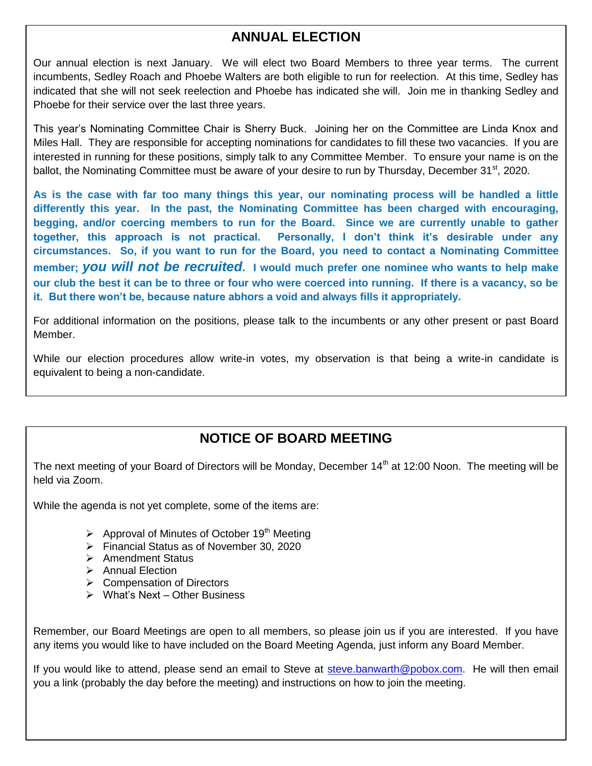## ANNUAL ELECTION

Our annual election is next January. We will elect two Board Members to three year terms. The current incumbents, Sedley Roach and Phoebe Walters are both eligible to run for reelection. At this time, Sedley has indicated that she will not seek reelection and Phoebe has indicated she will. Join me in thanking Sedley and Phoebe for their service over the last three years.

This year's Nominating Committee Chair is Sherry Buck. Joining her on the Committee are Linda Knox and Miles Hall. They are responsible for accepting nominations for candidates to fill these two vacancies. If you are interested in running for these positions, simply talk to any Committee Member. To ensure your name is on the ballot, the Nominating Committee must be aware of your desire to run by Thursday, December 31st, 2020.

**As is the case with far too many things this year, our nominating process will be handled a little differently this year. In the past, the Nominating Committee has been charged with encouraging, begging, and/or coercing members to run for the Board. Since we are currently unable to gather together, this approach is not practical. Personally, I don't think it's desirable under any circumstances. So, if you want to run for the Board, you need to contact a Nominating Committee member; *you will not be recruited*. I would much prefer one nominee who wants to help make our club the best it can be to three or four who were coerced into running. If there is a vacancy, so be it. But there won't be, because nature abhors a void and always fills it appropriately.**

For additional information on the positions, please talk to the incumbents or any other present or past Board Member.

While our election procedures allow write-in votes, my observation is that being a write-in candidate is equivalent to being a non-candidate.

## NOTICE OF BOARD MEETING

The next meeting of your Board of Directors will be Monday, December 14th at 12:00 Noon. The meeting will be held via Zoom.

While the agenda is not yet complete, some of the items are:

- Approval of Minutes of October 19th Meeting
- Financial Status as of November 30, 2020
- Amendment Status
- Annual Election
- Compensation of Directors
- What's Next – Other Business

Remember, our Board Meetings are open to all members, so please join us if you are interested. If you have any items you would like to have included on the Board Meeting Agenda, just inform any Board Member.

If you would like to attend, please send an email to Steve at steve.banwarth@pobox.com. He will then email you a link (probably the day before the meeting) and instructions on how to join the meeting.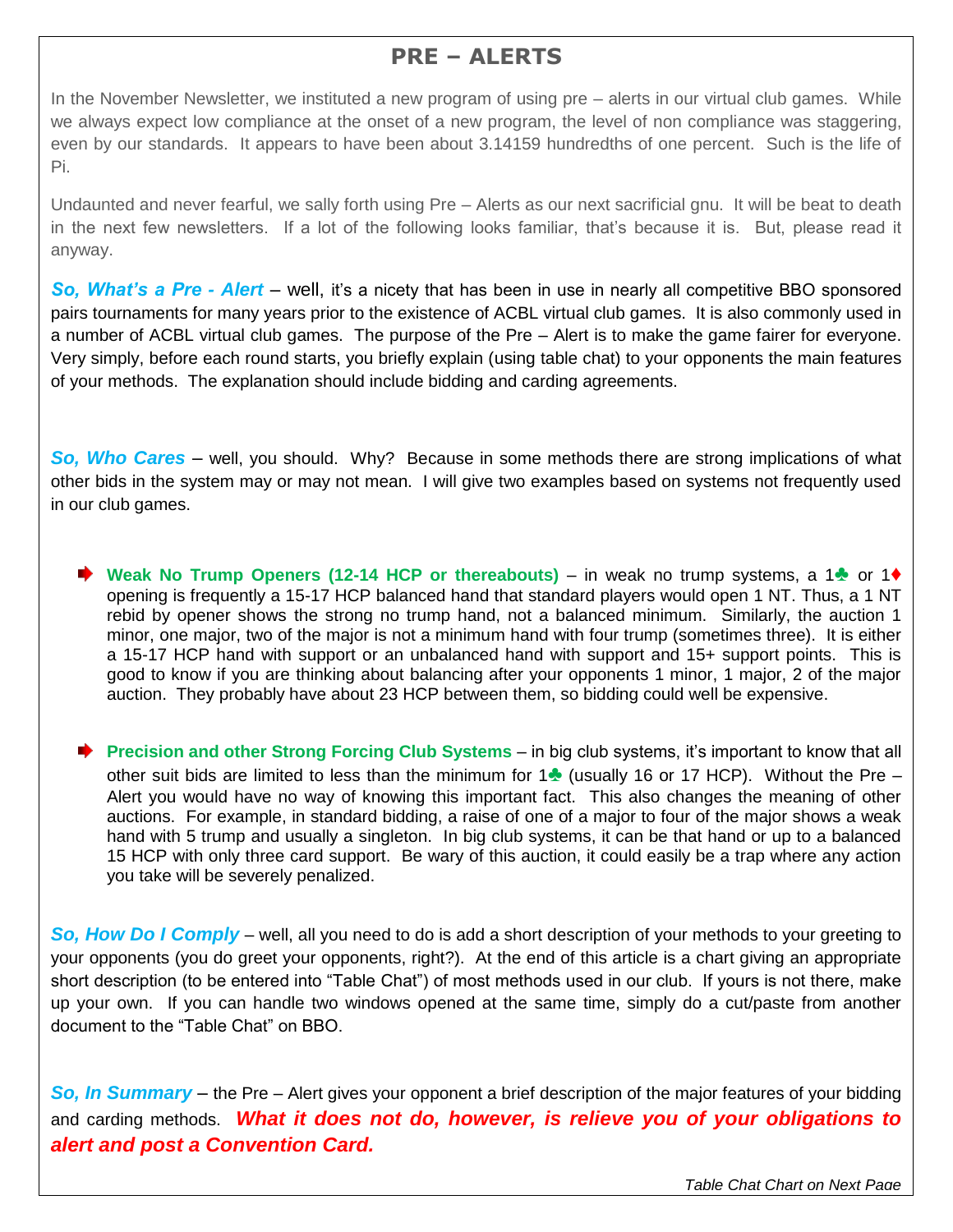# PRE – ALERTS

In the November Newsletter, we instituted a new program of using pre – alerts in our virtual club games. While we always expect low compliance at the onset of a new program, the level of non compliance was staggering, even by our standards. It appears to have been about 3.14159 hundredths of one percent. Such is the life of Pi.

Undaunted and never fearful, we sally forth using Pre – Alerts as our next sacrificial gnu. It will be beat to death in the next few newsletters. If a lot of the following looks familiar, that's because it is. But, please read it anyway.

***So, What's a Pre - Alert*** – well, it's a nicety that has been in use in nearly all competitive BBO sponsored pairs tournaments for many years prior to the existence of ACBL virtual club games. It is also commonly used in a number of ACBL virtual club games. The purpose of the Pre – Alert is to make the game fairer for everyone. Very simply, before each round starts, you briefly explain (using table chat) to your opponents the main features of your methods. The explanation should include bidding and carding agreements.

***So, Who Cares*** – well, you should. Why? Because in some methods there are strong implications of what other bids in the system may or may not mean. I will give two examples based on systems not frequently used in our club games.

- **Weak No Trump Openers (12-14 HCP or thereabouts)** – in weak no trump systems, a 1♣ or 1♦ opening is frequently a 15-17 HCP balanced hand that standard players would open 1 NT. Thus, a 1 NT rebid by opener shows the strong no trump hand, not a balanced minimum. Similarly, the auction 1 minor, one major, two of the major is not a minimum hand with four trump (sometimes three). It is either a 15-17 HCP hand with support or an unbalanced hand with support and 15+ support points. This is good to know if you are thinking about balancing after your opponents 1 minor, 1 major, 2 of the major auction. They probably have about 23 HCP between them, so bidding could well be expensive.

- **Precision and other Strong Forcing Club Systems** – in big club systems, it's important to know that all other suit bids are limited to less than the minimum for 1♣ (usually 16 or 17 HCP). Without the Pre – Alert you would have no way of knowing this important fact. This also changes the meaning of other auctions. For example, in standard bidding, a raise of one of a major to four of the major shows a weak hand with 5 trump and usually a singleton. In big club systems, it can be that hand or up to a balanced 15 HCP with only three card support. Be wary of this auction, it could easily be a trap where any action you take will be severely penalized.

***So, How Do I Comply*** – well, all you need to do is add a short description of your methods to your greeting to your opponents (you do greet your opponents, right?). At the end of this article is a chart giving an appropriate short description (to be entered into "Table Chat") of most methods used in our club. If yours is not there, make up your own. If you can handle two windows opened at the same time, simply do a cut/paste from another document to the "Table Chat" on BBO.

***So, In Summary*** – the Pre – Alert gives your opponent a brief description of the major features of your bidding and carding methods. ***What it does not do, however, is relieve you of your obligations to alert and post a Convention Card.***

*Table Chat Chart on Next Page*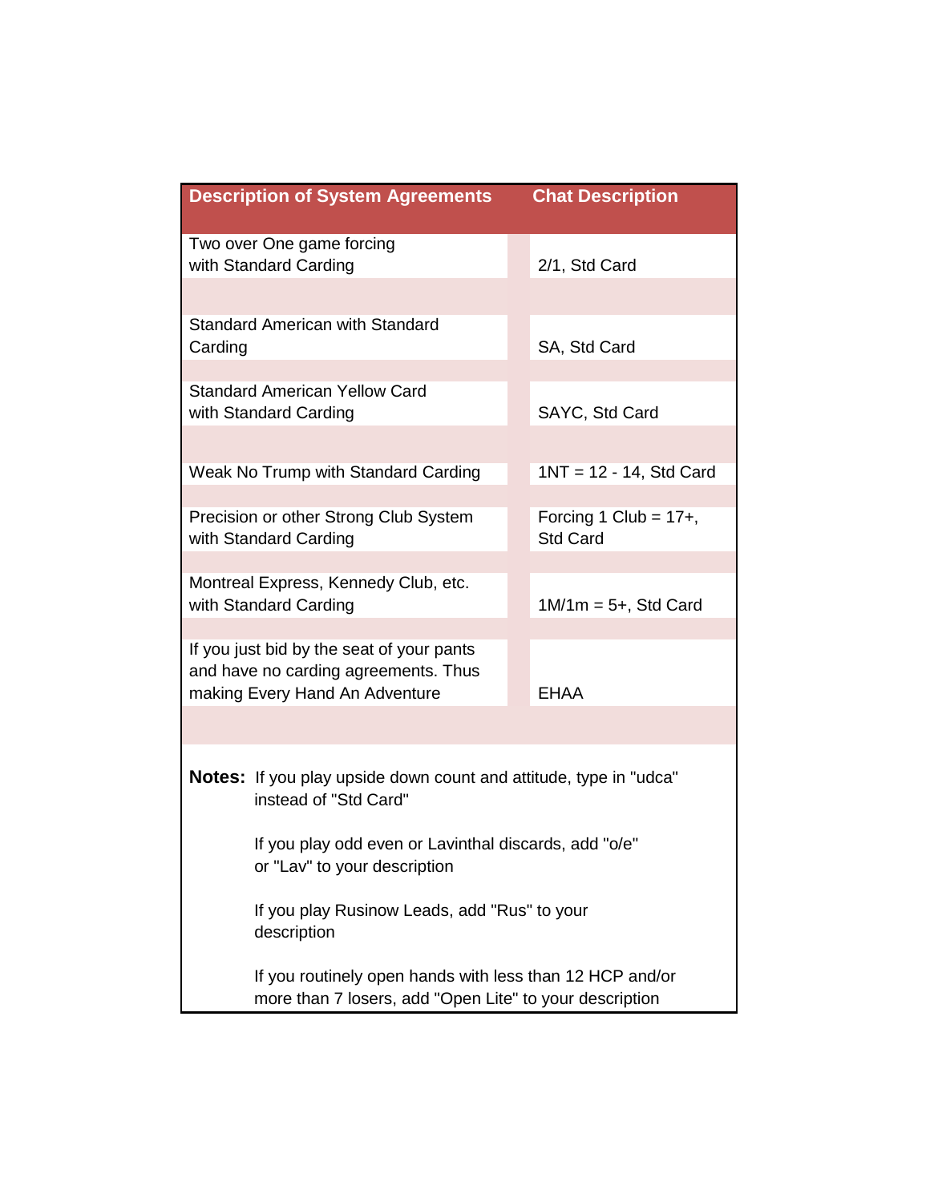| Description of System Agreements | Chat Description |
| --- | --- |
| Two over One game forcing with Standard Carding | 2/1, Std Card |
| Standard American with Standard Carding | SA, Std Card |
| Standard American Yellow Card with Standard Carding | SAYC, Std Card |
| Weak No Trump with Standard Carding | 1NT = 12 - 14, Std Card |
| Precision or other Strong Club System with Standard Carding | Forcing 1 Club = 17+, Std Card |
| Montreal Express, Kennedy Club, etc. with Standard Carding | 1M/1m = 5+, Std Card |
| If you just bid by the seat of your pants and have no carding agreements. Thus making Every Hand An Adventure | EHAA |

**Notes:** If you play upside down count and attitude, type in "udca" instead of "Std Card"

If you play odd even or Lavinthal discards, add "o/e" or "Lav" to your description

If you play Rusinow Leads, add "Rus" to your description

If you routinely open hands with less than 12 HCP and/or more than 7 losers, add "Open Lite" to your description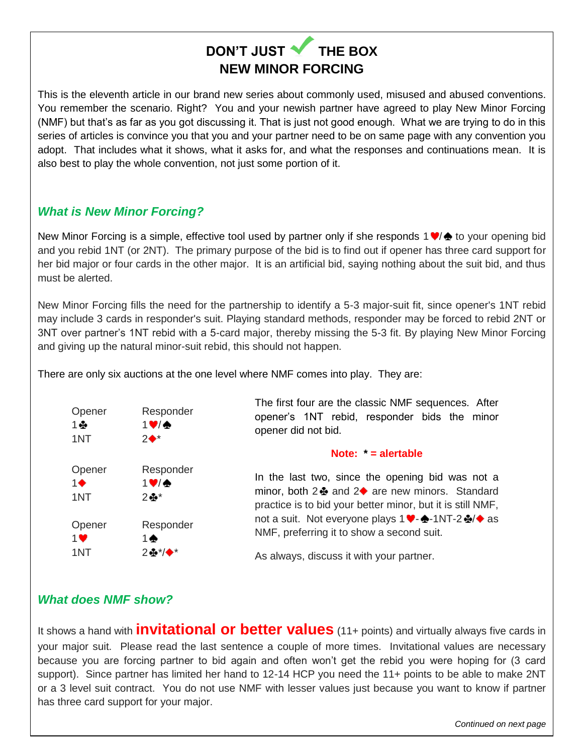# DON'T JUST ✓ THE BOX
# NEW MINOR FORCING

This is the eleventh article in our brand new series about commonly used, misused and abused conventions. You remember the scenario. Right? You and your newish partner have agreed to play New Minor Forcing (NMF) but that's as far as you got discussing it. That is just not good enough. What we are trying to do in this series of articles is convince you that you and your partner need to be on same page with any convention you adopt. That includes what it shows, what it asks for, and what the responses and continuations mean. It is also best to play the whole convention, not just some portion of it.

## *What is New Minor Forcing?*

New Minor Forcing is a simple, effective tool used by partner only if she responds 1♥/♠ to your opening bid and you rebid 1NT (or 2NT). The primary purpose of the bid is to find out if opener has three card support for her bid major or four cards in the other major. It is an artificial bid, saying nothing about the suit bid, and thus must be alerted.

New Minor Forcing fills the need for the partnership to identify a 5-3 major-suit fit, since opener's 1NT rebid may include 3 cards in responder's suit. Playing standard methods, responder may be forced to rebid 2NT or 3NT over partner's 1NT rebid with a 5-card major, thereby missing the 5-3 fit. By playing New Minor Forcing and giving up the natural minor-suit rebid, this should not happen.

There are only six auctions at the one level where NMF comes into play. They are:

| Opener | Responder |
|---|---|
| 1♣ | 1♥/♠ |
| 1NT | 2♦* |

| Opener | Responder |
|---|---|
| 1♦ | 1♥/♠ |
| 1NT | 2♣* |

| Opener | Responder |
|---|---|
| 1♥ | 1♠ |
| 1NT | 2♣*/♦* |

The first four are the classic NMF sequences. After opener's 1NT rebid, responder bids the minor opener did not bid.

**Note: * = alertable**

In the last two, since the opening bid was not a minor, both 2♣ and 2♦ are new minors. Standard practice is to bid your better minor, but it is still NMF, not a suit. Not everyone plays 1♥-♠-1NT-2♣/♦ as NMF, preferring it to show a second suit.

As always, discuss it with your partner.

## *What does NMF show?*

It shows a hand with **invitational or better values** (11+ points) and virtually always five cards in your major suit. Please read the last sentence a couple of more times. Invitational values are necessary because you are forcing partner to bid again and often won't get the rebid you were hoping for (3 card support). Since partner has limited her hand to 12-14 HCP you need the 11+ points to be able to make 2NT or a 3 level suit contract. You do not use NMF with lesser values just because you want to know if partner has three card support for your major.

*Continued on next page*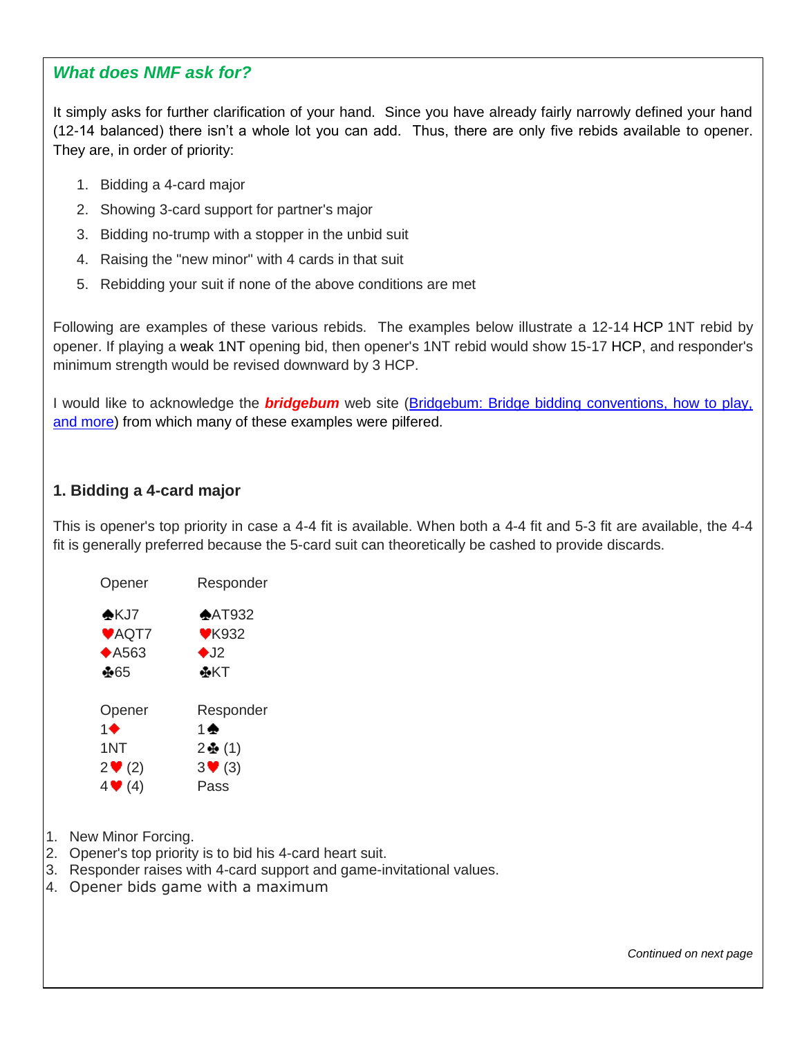### *What does NMF ask for?*

It simply asks for further clarification of your hand. Since you have already fairly narrowly defined your hand (12-14 balanced) there isn't a whole lot you can add. Thus, there are only five rebids available to opener. They are, in order of priority:

1. Bidding a 4-card major
2. Showing 3-card support for partner's major
3. Bidding no-trump with a stopper in the unbid suit
4. Raising the "new minor" with 4 cards in that suit
5. Rebidding your suit if none of the above conditions are met

Following are examples of these various rebids. The examples below illustrate a 12-14 HCP 1NT rebid by opener. If playing a weak 1NT opening bid, then opener's 1NT rebid would show 15-17 HCP, and responder's minimum strength would be revised downward by 3 HCP.

I would like to acknowledge the ***bridgebum*** web site ([Bridgebum: Bridge bidding conventions, how to play, and more](https://www.bridgebum.com)) from which many of these examples were pilfered.

### 1. Bidding a 4-card major

This is opener's top priority in case a 4-4 fit is available. When both a 4-4 fit and 5-3 fit are available, the 4-4 fit is generally preferred because the 5-card suit can theoretically be cashed to provide discards.

| Opener | Responder |
|---|---|
| ♠KJ7 | ♠AT932 |
| ♥AQT7 | ♥K932 |
| ♦A563 | ♦J2 |
| ♣65 | ♣KT |

| Opener | Responder |
|---|---|
| 1♦ | 1♠ |
| 1NT | 2♣ (1) |
| 2♥ (2) | 3♥ (3) |
| 4♥ (4) | Pass |

1. New Minor Forcing.
2. Opener's top priority is to bid his 4-card heart suit.
3. Responder raises with 4-card support and game-invitational values.
4. Opener bids game with a maximum

*Continued on next page*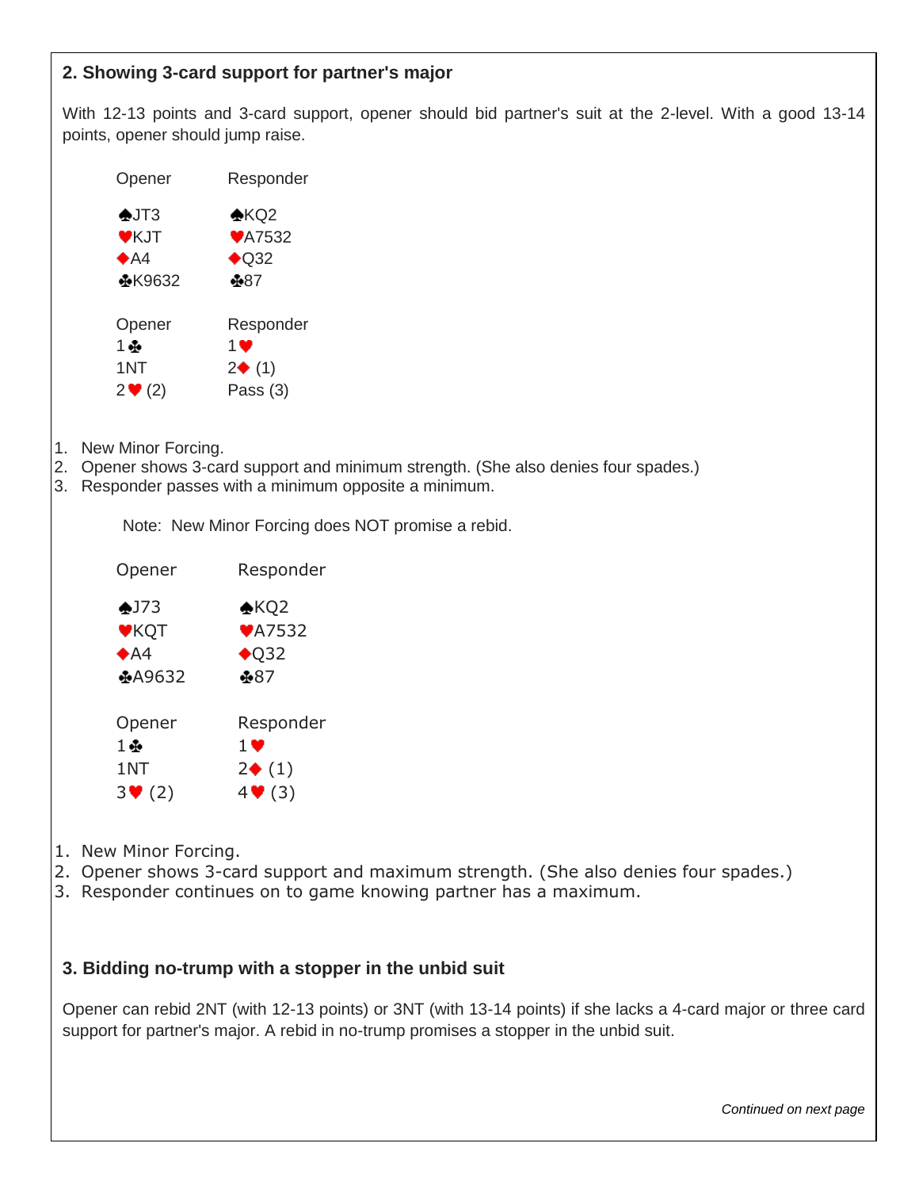## 2. Showing 3-card support for partner's major

With 12-13 points and 3-card support, opener should bid partner's suit at the 2-level. With a good 13-14 points, opener should jump raise.

| Opener | Responder |
|---|---|
| ♠JT3 | ♠KQ2 |
| ♥KJT | ♥A7532 |
| ♦A4 | ♦Q32 |
| ♣K9632 | ♣87 |

| Opener | Responder |
|---|---|
| 1♣ | 1♥ |
| 1NT | 2♦ (1) |
| 2♥ (2) | Pass (3) |

1. New Minor Forcing.
2. Opener shows 3-card support and minimum strength. (She also denies four spades.)
3. Responder passes with a minimum opposite a minimum.

Note: New Minor Forcing does NOT promise a rebid.

| Opener | Responder |
|---|---|
| ♠J73 | ♠KQ2 |
| ♥KQT | ♥A7532 |
| ♦A4 | ♦Q32 |
| ♣A9632 | ♣87 |

| Opener | Responder |
|---|---|
| 1♣ | 1♥ |
| 1NT | 2♦ (1) |
| 3♥ (2) | 4♥ (3) |

1. New Minor Forcing.
2. Opener shows 3-card support and maximum strength. (She also denies four spades.)
3. Responder continues on to game knowing partner has a maximum.

## 3. Bidding no-trump with a stopper in the unbid suit

Opener can rebid 2NT (with 12-13 points) or 3NT (with 13-14 points) if she lacks a 4-card major or three card support for partner's major. A rebid in no-trump promises a stopper in the unbid suit.

*Continued on next page*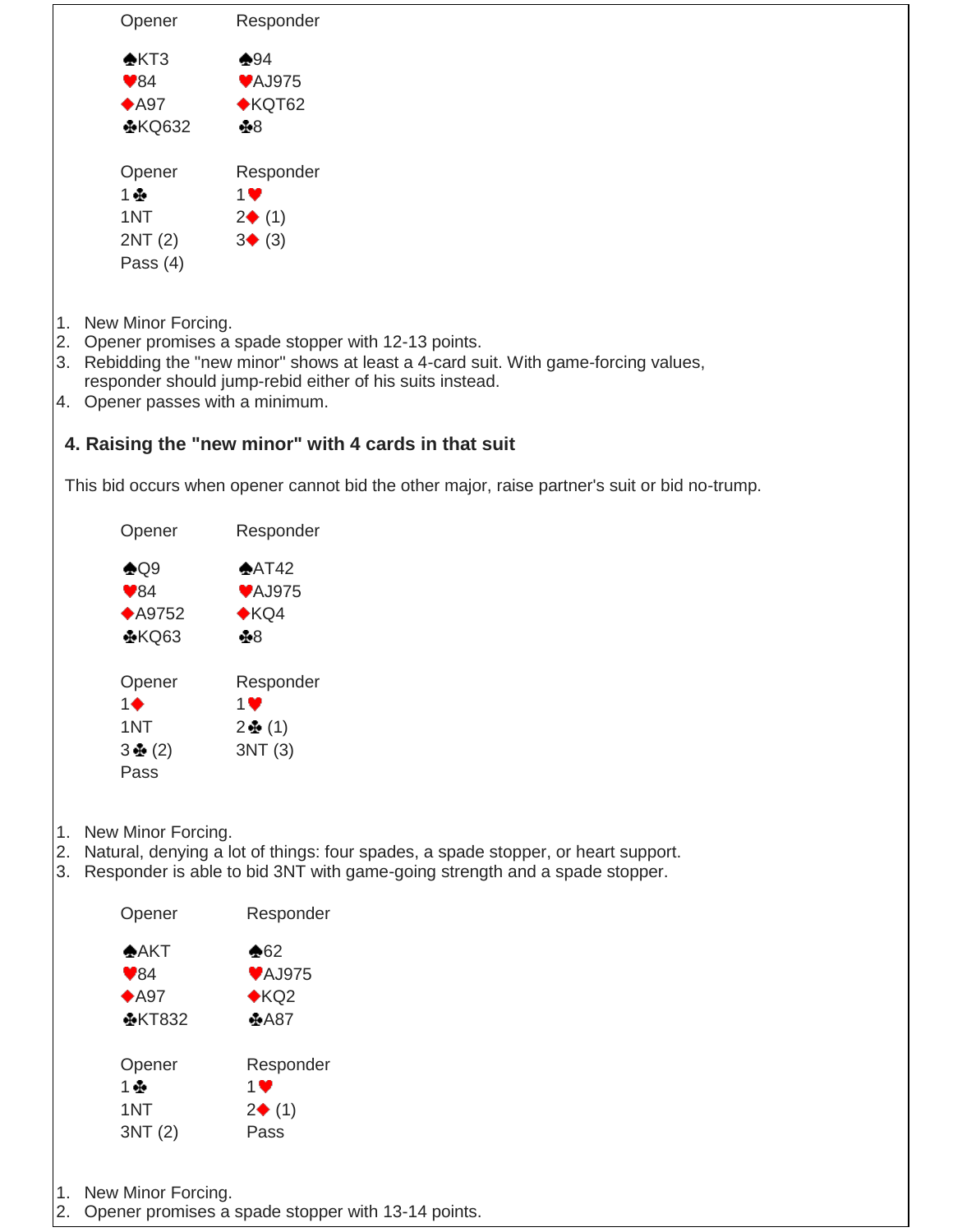| Opener | Responder |
|---|---|
| ♠KT3 | ♠94 |
| ♥84 | ♥AJ975 |
| ♦A97 | ♦KQT62 |
| ♣KQ632 | ♣8 |

| Opener | Responder |
|---|---|
| 1♣ | 1♥ |
| 1NT | 2♦ (1) |
| 2NT (2) | 3♦ (3) |
| Pass (4) | |

1. New Minor Forcing.
2. Opener promises a spade stopper with 12-13 points.
3. Rebidding the "new minor" shows at least a 4-card suit. With game-forcing values, responder should jump-rebid either of his suits instead.
4. Opener passes with a minimum.

## 4. Raising the "new minor" with 4 cards in that suit

This bid occurs when opener cannot bid the other major, raise partner's suit or bid no-trump.

| Opener | Responder |
|---|---|
| ♠Q9 | ♠AT42 |
| ♥84 | ♥AJ975 |
| ♦A9752 | ♦KQ4 |
| ♣KQ63 | ♣8 |

| Opener | Responder |
|---|---|
| 1♦ | 1♥ |
| 1NT | 2♣ (1) |
| 3♣ (2) | 3NT (3) |
| Pass | |

1. New Minor Forcing.
2. Natural, denying a lot of things: four spades, a spade stopper, or heart support.
3. Responder is able to bid 3NT with game-going strength and a spade stopper.

| Opener | Responder |
|---|---|
| ♠AKT | ♠62 |
| ♥84 | ♥AJ975 |
| ♦A97 | ♦KQ2 |
| ♣KT832 | ♣A87 |

| Opener | Responder |
|---|---|
| 1♣ | 1♥ |
| 1NT | 2♦ (1) |
| 3NT (2) | Pass |

1. New Minor Forcing.
2. Opener promises a spade stopper with 13-14 points.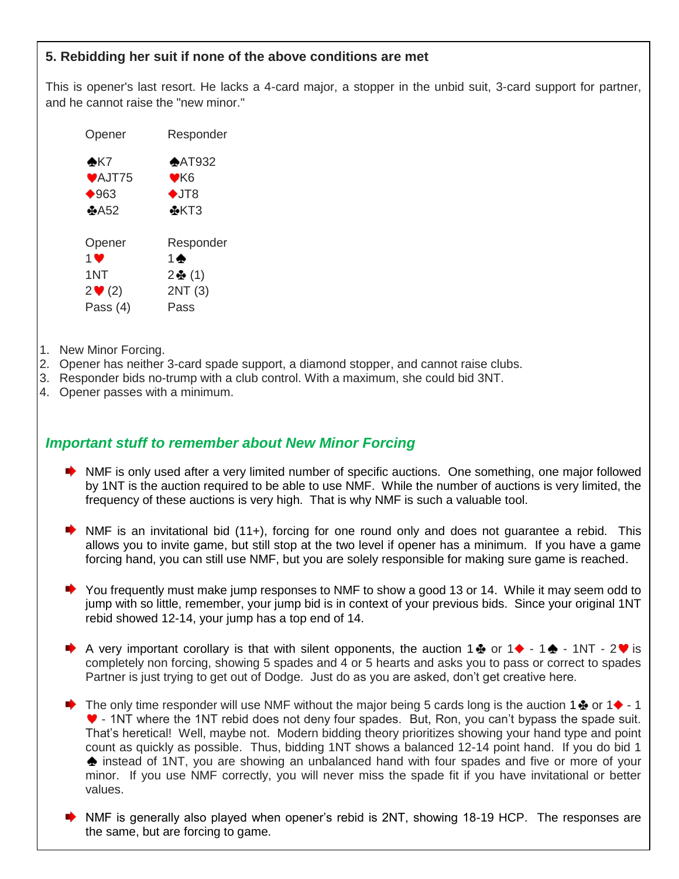### 5. Rebidding her suit if none of the above conditions are met

This is opener's last resort. He lacks a 4-card major, a stopper in the unbid suit, 3-card support for partner, and he cannot raise the "new minor."

| Opener | Responder |
|---|---|
| ♠K7 | ♠AT932 |
| ♥AJT75 | ♥K6 |
| ♦963 | ♦JT8 |
| ♣A52 | ♣KT3 |

| Opener | Responder |
|---|---|
| 1♥ | 1♠ |
| 1NT | 2♣ (1) |
| 2♥ (2) | 2NT (3) |
| Pass (4) | Pass |

1. New Minor Forcing.
2. Opener has neither 3-card spade support, a diamond stopper, and cannot raise clubs.
3. Responder bids no-trump with a club control. With a maximum, she could bid 3NT.
4. Opener passes with a minimum.

## *Important stuff to remember about New Minor Forcing*

- NMF is only used after a very limited number of specific auctions. One something, one major followed by 1NT is the auction required to be able to use NMF. While the number of auctions is very limited, the frequency of these auctions is very high. That is why NMF is such a valuable tool.

- NMF is an invitational bid (11+), forcing for one round only and does not guarantee a rebid. This allows you to invite game, but still stop at the two level if opener has a minimum. If you have a game forcing hand, you can still use NMF, but you are solely responsible for making sure game is reached.

- You frequently must make jump responses to NMF to show a good 13 or 14. While it may seem odd to jump with so little, remember, your jump bid is in context of your previous bids. Since your original 1NT rebid showed 12-14, your jump has a top end of 14.

- A very important corollary is that with silent opponents, the auction 1♣ or 1♦ - 1♠ - 1NT - 2♥ is completely non forcing, showing 5 spades and 4 or 5 hearts and asks you to pass or correct to spades Partner is just trying to get out of Dodge. Just do as you are asked, don't get creative here.

- The only time responder will use NMF without the major being 5 cards long is the auction 1♣ or 1♦ - 1 ♥ - 1NT where the 1NT rebid does not deny four spades. But, Ron, you can't bypass the spade suit. That's heretical! Well, maybe not. Modern bidding theory prioritizes showing your hand type and point count as quickly as possible. Thus, bidding 1NT shows a balanced 12-14 point hand. If you do bid 1 ♠ instead of 1NT, you are showing an unbalanced hand with four spades and five or more of your minor. If you use NMF correctly, you will never miss the spade fit if you have invitational or better values.

- NMF is generally also played when opener's rebid is 2NT, showing 18-19 HCP. The responses are the same, but are forcing to game.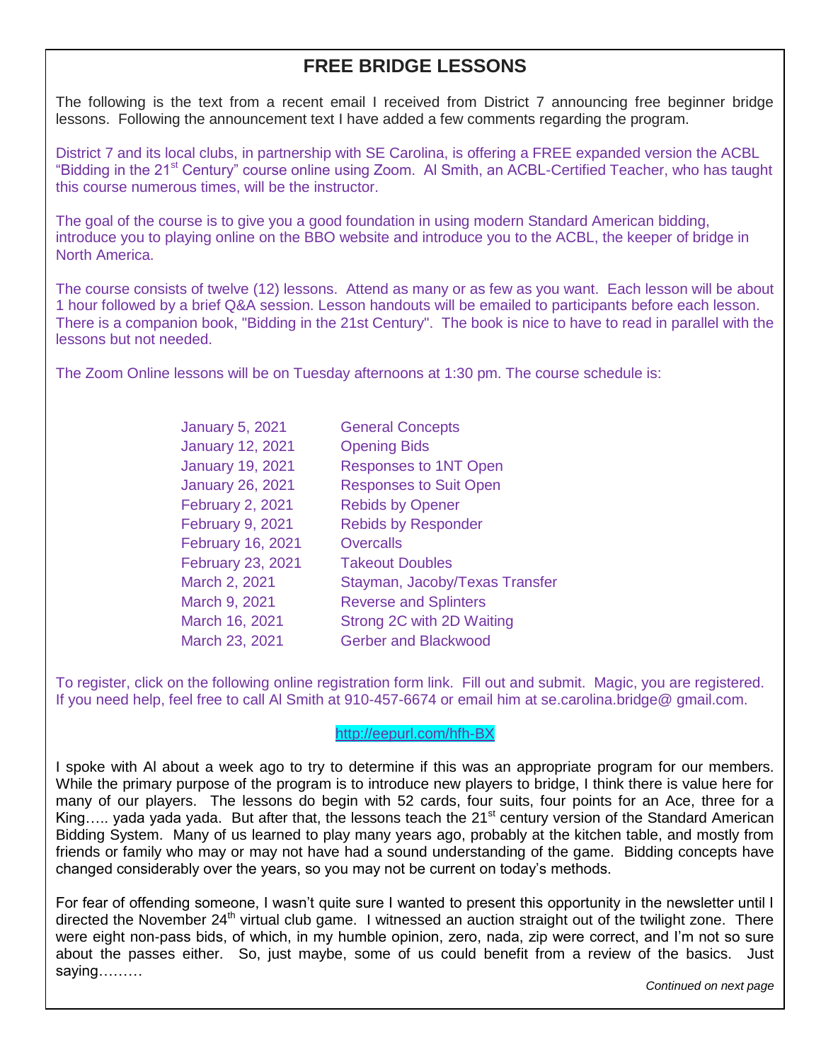# FREE BRIDGE LESSONS

The following is the text from a recent email I received from District 7 announcing free beginner bridge lessons. Following the announcement text I have added a few comments regarding the program.

District 7 and its local clubs, in partnership with SE Carolina, is offering a FREE expanded version the ACBL "Bidding in the 21st Century" course online using Zoom. Al Smith, an ACBL-Certified Teacher, who has taught this course numerous times, will be the instructor.

The goal of the course is to give you a good foundation in using modern Standard American bidding, introduce you to playing online on the BBO website and introduce you to the ACBL, the keeper of bridge in North America.

The course consists of twelve (12) lessons. Attend as many or as few as you want. Each lesson will be about 1 hour followed by a brief Q&A session. Lesson handouts will be emailed to participants before each lesson. There is a companion book, "Bidding in the 21st Century". The book is nice to have to read in parallel with the lessons but not needed.

The Zoom Online lessons will be on Tuesday afternoons at 1:30 pm. The course schedule is:

| Date | Topic |
|---|---|
| January 5, 2021 | General Concepts |
| January 12, 2021 | Opening Bids |
| January 19, 2021 | Responses to 1NT Open |
| January 26, 2021 | Responses to Suit Open |
| February 2, 2021 | Rebids by Opener |
| February 9, 2021 | Rebids by Responder |
| February 16, 2021 | Overcalls |
| February 23, 2021 | Takeout Doubles |
| March 2, 2021 | Stayman, Jacoby/Texas Transfer |
| March 9, 2021 | Reverse and Splinters |
| March 16, 2021 | Strong 2C with 2D Waiting |
| March 23, 2021 | Gerber and Blackwood |

To register, click on the following online registration form link. Fill out and submit. Magic, you are registered. If you need help, feel free to call Al Smith at 910-457-6674 or email him at se.carolina.bridge@ gmail.com.

http://eepurl.com/hfh-BX

I spoke with Al about a week ago to try to determine if this was an appropriate program for our members. While the primary purpose of the program is to introduce new players to bridge, I think there is value here for many of our players. The lessons do begin with 52 cards, four suits, four points for an Ace, three for a King….. yada yada yada. But after that, the lessons teach the 21st century version of the Standard American Bidding System. Many of us learned to play many years ago, probably at the kitchen table, and mostly from friends or family who may or may not have had a sound understanding of the game. Bidding concepts have changed considerably over the years, so you may not be current on today's methods.

For fear of offending someone, I wasn't quite sure I wanted to present this opportunity in the newsletter until I directed the November 24th virtual club game. I witnessed an auction straight out of the twilight zone. There were eight non-pass bids, of which, in my humble opinion, zero, nada, zip were correct, and I'm not so sure about the passes either. So, just maybe, some of us could benefit from a review of the basics. Just saying………

*Continued on next page*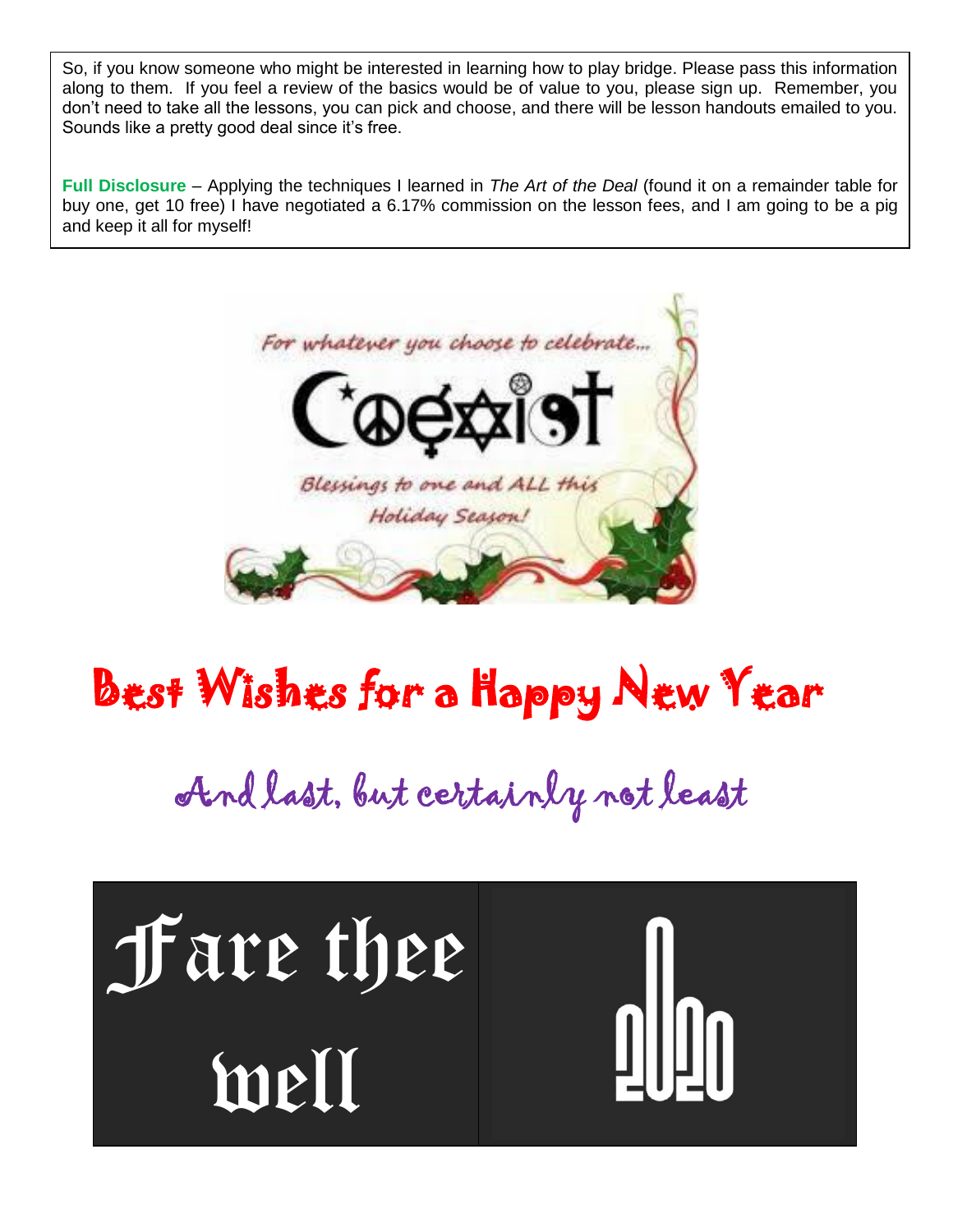So, if you know someone who might be interested in learning how to play bridge. Please pass this information along to them. If you feel a review of the basics would be of value to you, please sign up. Remember, you don't need to take all the lessons, you can pick and choose, and there will be lesson handouts emailed to you. Sounds like a pretty good deal since it's free.

**Full Disclosure** – Applying the techniques I learned in *The Art of the Deal* (found it on a remainder table for buy one, get 10 free) I have negotiated a 6.17% commission on the lesson fees, and I am going to be a pig and keep it all for myself!

For whatever you choose to celebrate...

Coexist

Blessings to one and ALL this Holiday Season!

# Best Wishes for a Happy New Year

## And last, but certainly not least

Fare thee well

2020